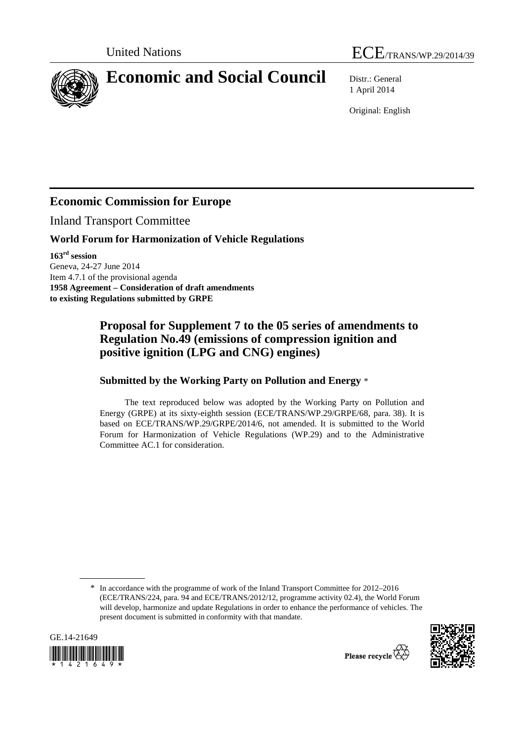United Nations

ECE/TRANS/WP.29/2014/39

# Economic and Social Council

Distr.: General
1 April 2014

Original: English

## Economic Commission for Europe

Inland Transport Committee

### World Forum for Harmonization of Vehicle Regulations

**163rd session**
Geneva, 24-27 June 2014
Item 4.7.1 of the provisional agenda
**1958 Agreement – Consideration of draft amendments to existing Regulations submitted by GRPE**

## Proposal for Supplement 7 to the 05 series of amendments to Regulation No.49 (emissions of compression ignition and positive ignition (LPG and CNG) engines)

### Submitted by the Working Party on Pollution and Energy *

The text reproduced below was adopted by the Working Party on Pollution and Energy (GRPE) at its sixty-eighth session (ECE/TRANS/WP.29/GRPE/68, para. 38). It is based on ECE/TRANS/WP.29/GRPE/2014/6, not amended. It is submitted to the World Forum for Harmonization of Vehicle Regulations (WP.29) and to the Administrative Committee AC.1 for consideration.

* In accordance with the programme of work of the Inland Transport Committee for 2012–2016 (ECE/TRANS/224, para. 94 and ECE/TRANS/2012/12, programme activity 02.4), the World Forum will develop, harmonize and update Regulations in order to enhance the performance of vehicles. The present document is submitted in conformity with that mandate.

GE.14-21649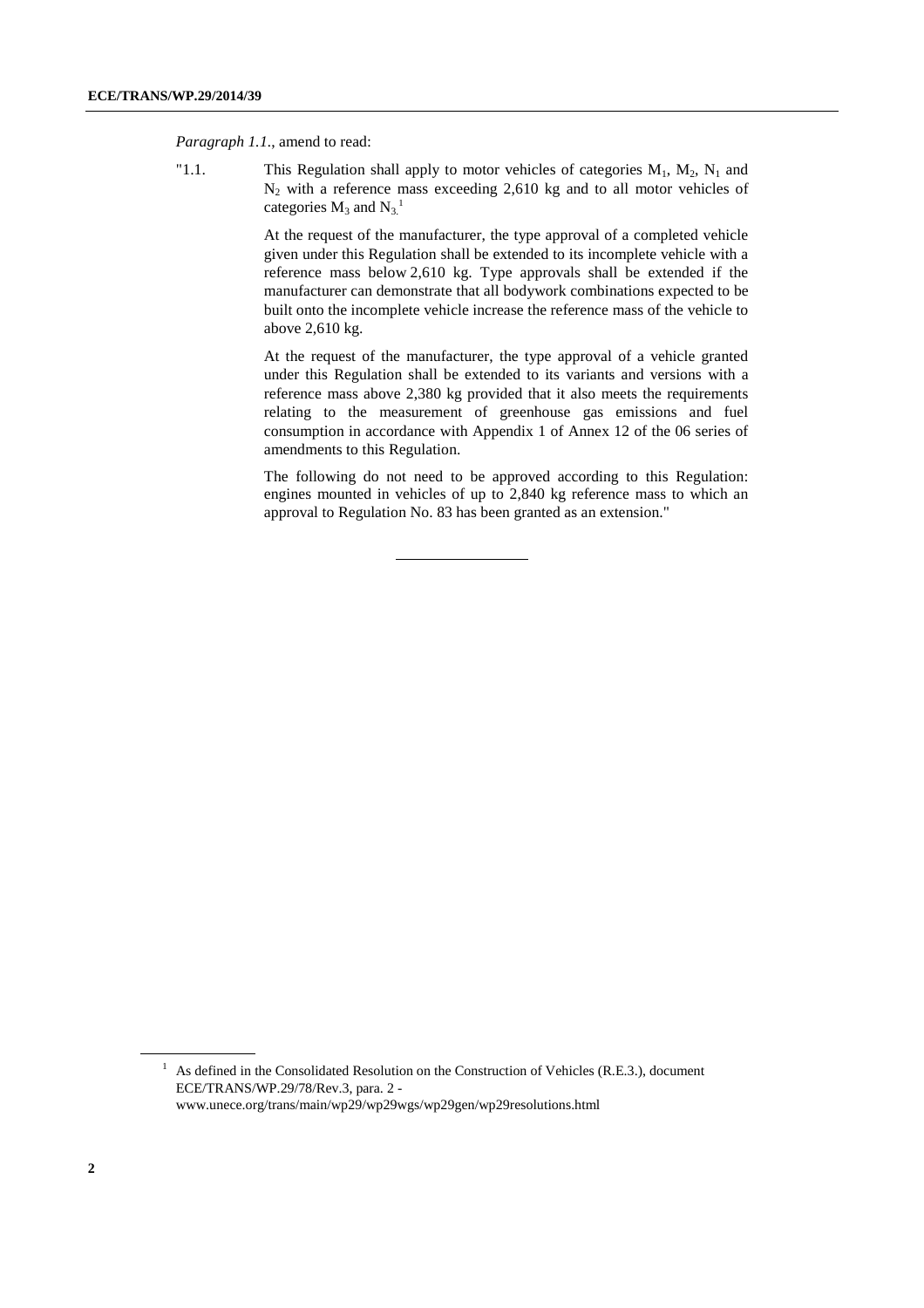*Paragraph 1.1.*, amend to read:

"1.1. This Regulation shall apply to motor vehicles of categories $M_1$, $M_2$, $N_1$ and $N_2$ with a reference mass exceeding 2,610 kg and to all motor vehicles of categories $M_3$ and $N_3$.[1]

At the request of the manufacturer, the type approval of a completed vehicle given under this Regulation shall be extended to its incomplete vehicle with a reference mass below 2,610 kg. Type approvals shall be extended if the manufacturer can demonstrate that all bodywork combinations expected to be built onto the incomplete vehicle increase the reference mass of the vehicle to above 2,610 kg.

At the request of the manufacturer, the type approval of a vehicle granted under this Regulation shall be extended to its variants and versions with a reference mass above 2,380 kg provided that it also meets the requirements relating to the measurement of greenhouse gas emissions and fuel consumption in accordance with Appendix 1 of Annex 12 of the 06 series of amendments to this Regulation.

The following do not need to be approved according to this Regulation: engines mounted in vehicles of up to 2,840 kg reference mass to which an approval to Regulation No. 83 has been granted as an extension."

---

[1] As defined in the Consolidated Resolution on the Construction of Vehicles (R.E.3.), document ECE/TRANS/WP.29/78/Rev.3, para. 2 - www.unece.org/trans/main/wp29/wp29wgs/wp29gen/wp29resolutions.html